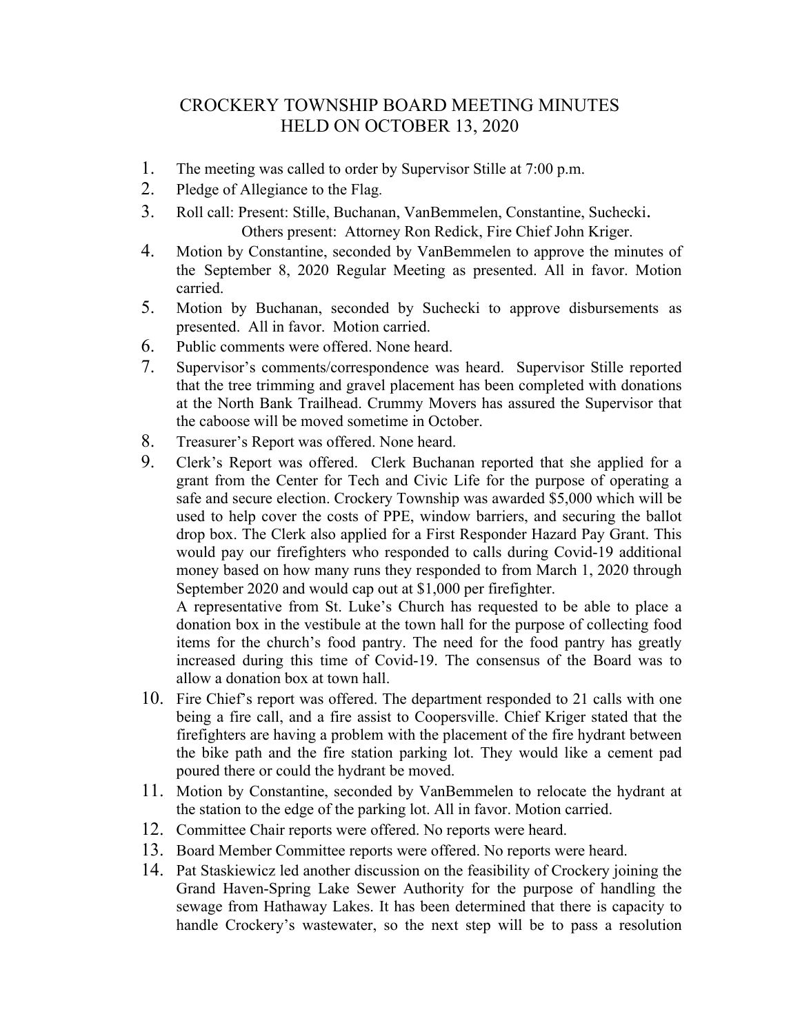# CROCKERY TOWNSHIP BOARD MEETING MINUTES
# HELD ON OCTOBER 13, 2020

1. The meeting was called to order by Supervisor Stille at 7:00 p.m.
2. Pledge of Allegiance to the Flag.
3. Roll call: Present: Stille, Buchanan, VanBemmelen, Constantine, Suchecki.
   Others present: Attorney Ron Redick, Fire Chief John Kriger.
4. Motion by Constantine, seconded by VanBemmelen to approve the minutes of the September 8, 2020 Regular Meeting as presented. All in favor. Motion carried.
5. Motion by Buchanan, seconded by Suchecki to approve disbursements as presented. All in favor. Motion carried.
6. Public comments were offered. None heard.
7. Supervisor's comments/correspondence was heard. Supervisor Stille reported that the tree trimming and gravel placement has been completed with donations at the North Bank Trailhead. Crummy Movers has assured the Supervisor that the caboose will be moved sometime in October.
8. Treasurer's Report was offered. None heard.
9. Clerk's Report was offered. Clerk Buchanan reported that she applied for a grant from the Center for Tech and Civic Life for the purpose of operating a safe and secure election. Crockery Township was awarded $5,000 which will be used to help cover the costs of PPE, window barriers, and securing the ballot drop box. The Clerk also applied for a First Responder Hazard Pay Grant. This would pay our firefighters who responded to calls during Covid-19 additional money based on how many runs they responded to from March 1, 2020 through September 2020 and would cap out at $1,000 per firefighter.

   A representative from St. Luke's Church has requested to be able to place a donation box in the vestibule at the town hall for the purpose of collecting food items for the church's food pantry. The need for the food pantry has greatly increased during this time of Covid-19. The consensus of the Board was to allow a donation box at town hall.
10. Fire Chief's report was offered. The department responded to 21 calls with one being a fire call, and a fire assist to Coopersville. Chief Kriger stated that the firefighters are having a problem with the placement of the fire hydrant between the bike path and the fire station parking lot. They would like a cement pad poured there or could the hydrant be moved.
11. Motion by Constantine, seconded by VanBemmelen to relocate the hydrant at the station to the edge of the parking lot. All in favor. Motion carried.
12. Committee Chair reports were offered. No reports were heard.
13. Board Member Committee reports were offered. No reports were heard.
14. Pat Staskiewicz led another discussion on the feasibility of Crockery joining the Grand Haven-Spring Lake Sewer Authority for the purpose of handling the sewage from Hathaway Lakes. It has been determined that there is capacity to handle Crockery's wastewater, so the next step will be to pass a resolution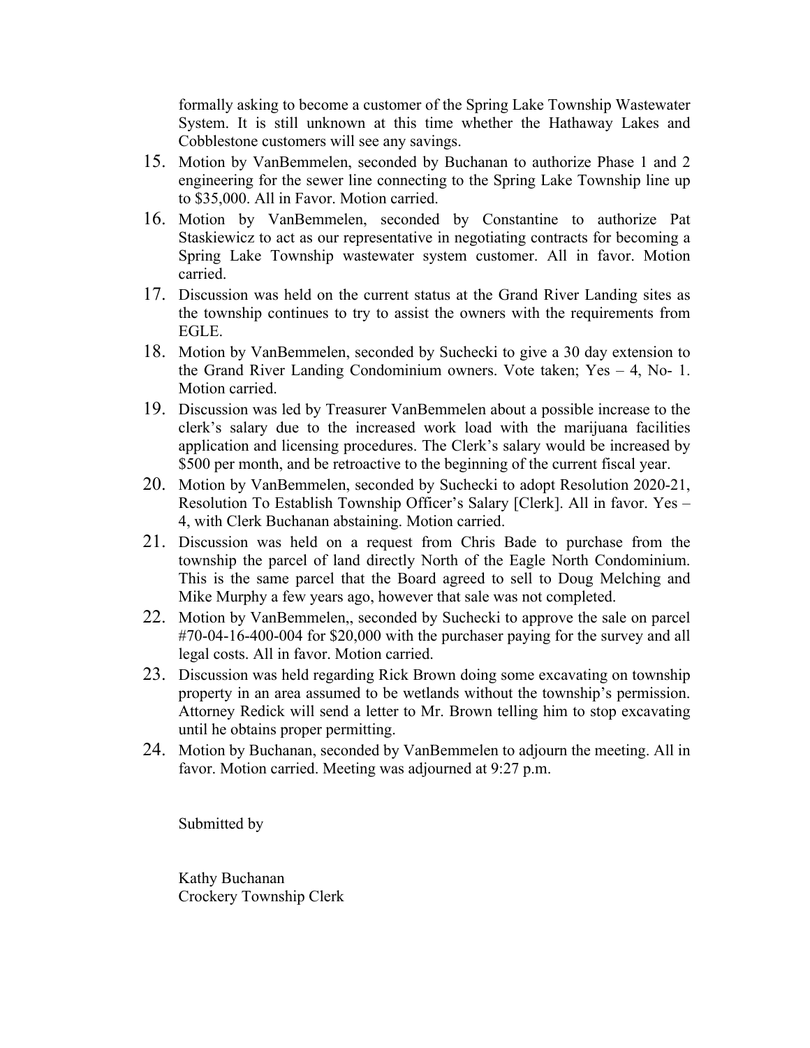formally asking to become a customer of the Spring Lake Township Wastewater System. It is still unknown at this time whether the Hathaway Lakes and Cobblestone customers will see any savings.

15. Motion by VanBemmelen, seconded by Buchanan to authorize Phase 1 and 2 engineering for the sewer line connecting to the Spring Lake Township line up to $35,000. All in Favor. Motion carried.
16. Motion by VanBemmelen, seconded by Constantine to authorize Pat Staskiewicz to act as our representative in negotiating contracts for becoming a Spring Lake Township wastewater system customer. All in favor. Motion carried.
17. Discussion was held on the current status at the Grand River Landing sites as the township continues to try to assist the owners with the requirements from EGLE.
18. Motion by VanBemmelen, seconded by Suchecki to give a 30 day extension to the Grand River Landing Condominium owners. Vote taken; Yes – 4, No- 1. Motion carried.
19. Discussion was led by Treasurer VanBemmelen about a possible increase to the clerk's salary due to the increased work load with the marijuana facilities application and licensing procedures. The Clerk's salary would be increased by $500 per month, and be retroactive to the beginning of the current fiscal year.
20. Motion by VanBemmelen, seconded by Suchecki to adopt Resolution 2020-21, Resolution To Establish Township Officer's Salary [Clerk]. All in favor. Yes – 4, with Clerk Buchanan abstaining. Motion carried.
21. Discussion was held on a request from Chris Bade to purchase from the township the parcel of land directly North of the Eagle North Condominium. This is the same parcel that the Board agreed to sell to Doug Melching and Mike Murphy a few years ago, however that sale was not completed.
22. Motion by VanBemmelen,, seconded by Suchecki to approve the sale on parcel #70-04-16-400-004 for $20,000 with the purchaser paying for the survey and all legal costs. All in favor. Motion carried.
23. Discussion was held regarding Rick Brown doing some excavating on township property in an area assumed to be wetlands without the township's permission. Attorney Redick will send a letter to Mr. Brown telling him to stop excavating until he obtains proper permitting.
24. Motion by Buchanan, seconded by VanBemmelen to adjourn the meeting. All in favor. Motion carried. Meeting was adjourned at 9:27 p.m.

Submitted by

Kathy Buchanan
Crockery Township Clerk